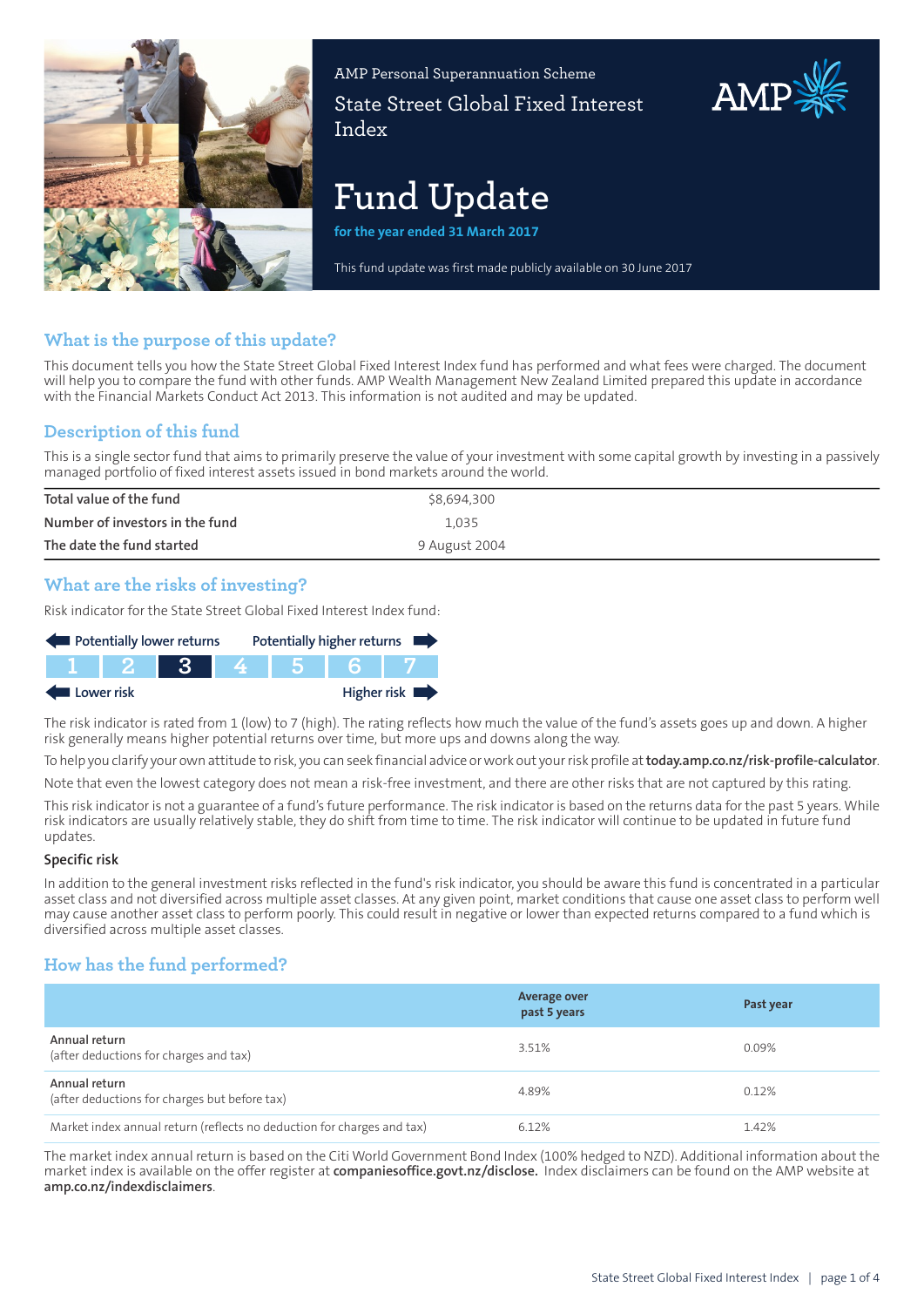AMP Personal Superannuation Scheme

State Street Global Fixed Interest Index

# Fund Update

**for the year ended 31 March 2017**

This fund update was first made publicly available on 30 June 2017

## What is the purpose of this update?

This document tells you how the State Street Global Fixed Interest Index fund has performed and what fees were charged. The document will help you to compare the fund with other funds. AMP Wealth Management New Zealand Limited prepared this update in accordance with the Financial Markets Conduct Act 2013. This information is not audited and may be updated.

## Description of this fund

This is a single sector fund that aims to primarily preserve the value of your investment with some capital growth by investing in a passively managed portfolio of fixed interest assets issued in bond markets around the world.

| | |
|---|---|
| Total value of the fund | $8,694,300 |
| Number of investors in the fund | 1,035 |
| The date the fund started | 9 August 2004 |

## What are the risks of investing?

Risk indicator for the State Street Global Fixed Interest Index fund:

Potentially lower returns ← → Potentially higher returns

| 1 | 2 | **3** | 4 | 5 | 6 | 7 |
|---|---|---|---|---|---|---|

Lower risk ← → Higher risk

The risk indicator is rated from 1 (low) to 7 (high). The rating reflects how much the value of the fund's assets goes up and down. A higher risk generally means higher potential returns over time, but more ups and downs along the way.

To help you clarify your own attitude to risk, you can seek financial advice or work out your risk profile at **today.amp.co.nz/risk-profile-calculator**.

Note that even the lowest category does not mean a risk-free investment, and there are other risks that are not captured by this rating.

This risk indicator is not a guarantee of a fund's future performance. The risk indicator is based on the returns data for the past 5 years. While risk indicators are usually relatively stable, they do shift from time to time. The risk indicator will continue to be updated in future fund updates.

### Specific risk

In addition to the general investment risks reflected in the fund's risk indicator, you should be aware this fund is concentrated in a particular asset class and not diversified across multiple asset classes. At any given point, market conditions that cause one asset class to perform well may cause another asset class to perform poorly. This could result in negative or lower than expected returns compared to a fund which is diversified across multiple asset classes.

## How has the fund performed?

| | Average over past 5 years | Past year |
|---|---|---|
| Annual return (after deductions for charges and tax) | 3.51% | 0.09% |
| Annual return (after deductions for charges but before tax) | 4.89% | 0.12% |
| Market index annual return (reflects no deduction for charges and tax) | 6.12% | 1.42% |

The market index annual return is based on the Citi World Government Bond Index (100% hedged to NZD). Additional information about the market index is available on the offer register at **companiesoffice.govt.nz/disclose.** Index disclaimers can be found on the AMP website at **amp.co.nz/indexdisclaimers**.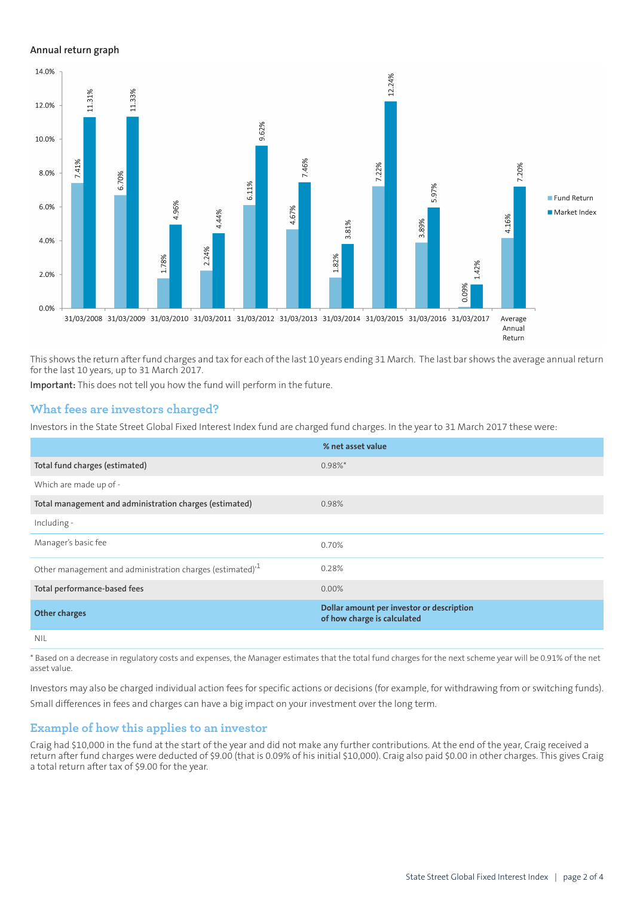#### Annual return graph

| Year | Fund Return | Market Index |
|---|---|---|
| 31/03/2008 | 7.41% | 11.31% |
| 31/03/2009 | 6.70% | 11.33% |
| 31/03/2010 | 1.78% | 4.96% |
| 31/03/2011 | 2.24% | 4.44% |
| 31/03/2012 | 6.11% | 9.62% |
| 31/03/2013 | 4.67% | 7.46% |
| 31/03/2014 | 1.82% | 3.81% |
| 31/03/2015 | 7.22% | 12.24% |
| 31/03/2016 | 3.89% | 5.97% |
| 31/03/2017 | 0.09% | 1.42% |
| Average Annual Return | 4.16% | 7.20% |

This shows the return after fund charges and tax for each of the last 10 years ending 31 March. The last bar shows the average annual return for the last 10 years, up to 31 March 2017.

**Important:** This does not tell you how the fund will perform in the future.

## What fees are investors charged?

Investors in the State Street Global Fixed Interest Index fund are charged fund charges. In the year to 31 March 2017 these were:

| | % net asset value |
|---|---|
| **Total fund charges (estimated)** | 0.98%* |
| Which are made up of - | |
| **Total management and administration charges (estimated)** | 0.98% |
| Including - | |
| Manager's basic fee | 0.70% |
| Other management and administration charges (estimated)[1] | 0.28% |
| **Total performance-based fees** | 0.00% |
| **Other charges** | **Dollar amount per investor or description of how charge is calculated** |
| NIL | |

* Based on a decrease in regulatory costs and expenses, the Manager estimates that the total fund charges for the next scheme year will be 0.91% of the net asset value.

Investors may also be charged individual action fees for specific actions or decisions (for example, for withdrawing from or switching funds). Small differences in fees and charges can have a big impact on your investment over the long term.

## Example of how this applies to an investor

Craig had $10,000 in the fund at the start of the year and did not make any further contributions. At the end of the year, Craig received a return after fund charges were deducted of $9.00 (that is 0.09% of his initial $10,000). Craig also paid $0.00 in other charges. This gives Craig a total return after tax of $9.00 for the year.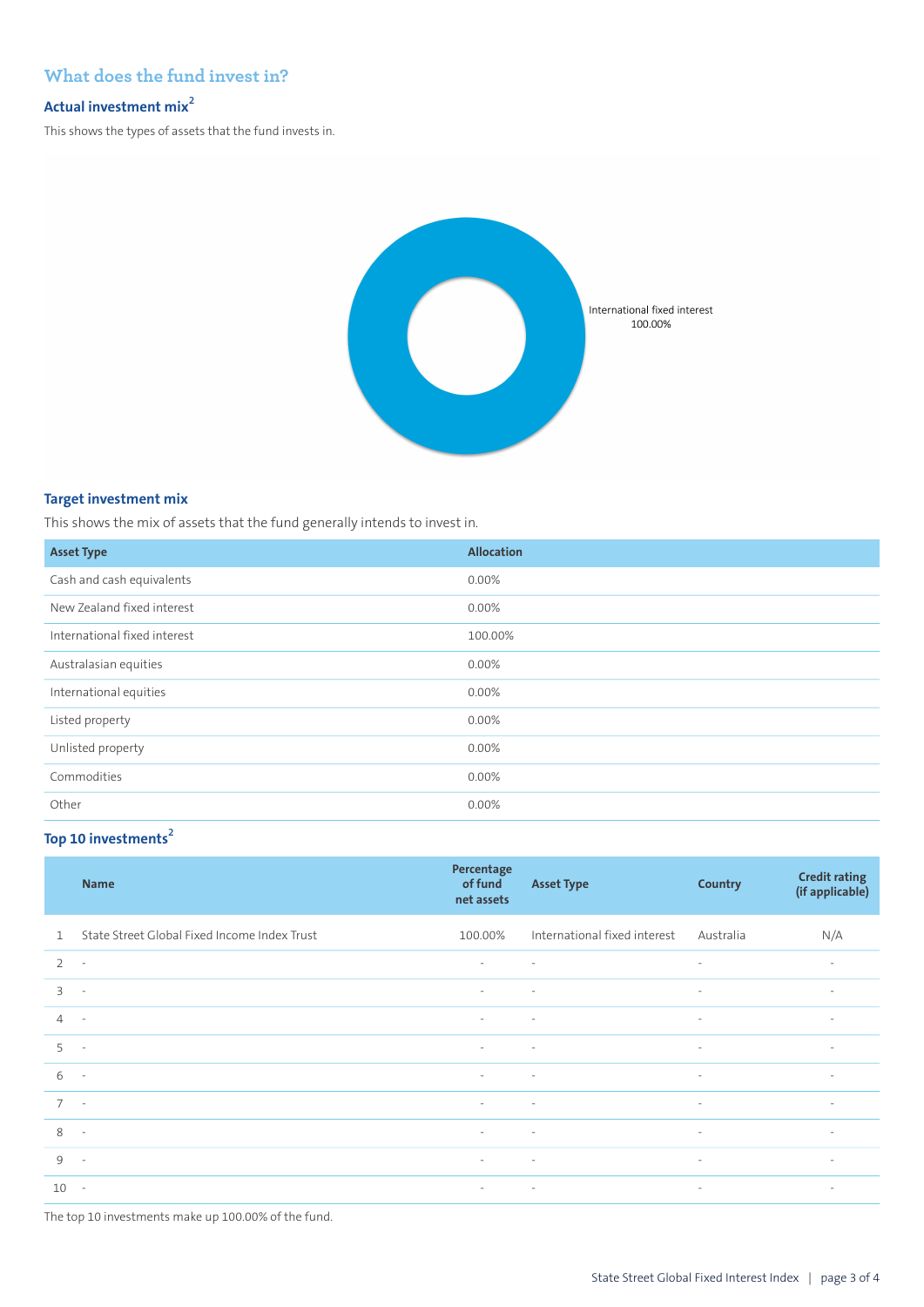## What does the fund invest in?

### Actual investment mix[2]

This shows the types of assets that the fund invests in.

International fixed interest
100.00%

### Target investment mix

This shows the mix of assets that the fund generally intends to invest in.

| Asset Type | Allocation |
|---|---|
| Cash and cash equivalents | 0.00% |
| New Zealand fixed interest | 0.00% |
| International fixed interest | 100.00% |
| Australasian equities | 0.00% |
| International equities | 0.00% |
| Listed property | 0.00% |
| Unlisted property | 0.00% |
| Commodities | 0.00% |
| Other | 0.00% |

### Top 10 investments[2]

| | Name | Percentage of fund net assets | Asset Type | Country | Credit rating (if applicable) |
|---|---|---|---|---|---|
| 1 | State Street Global Fixed Income Index Trust | 100.00% | International fixed interest | Australia | N/A |
| 2 | - | - | - | - | - |
| 3 | - | - | - | - | - |
| 4 | - | - | - | - | - |
| 5 | - | - | - | - | - |
| 6 | - | - | - | - | - |
| 7 | - | - | - | - | - |
| 8 | - | - | - | - | - |
| 9 | - | - | - | - | - |
| 10 | - | - | - | - | - |

The top 10 investments make up 100.00% of the fund.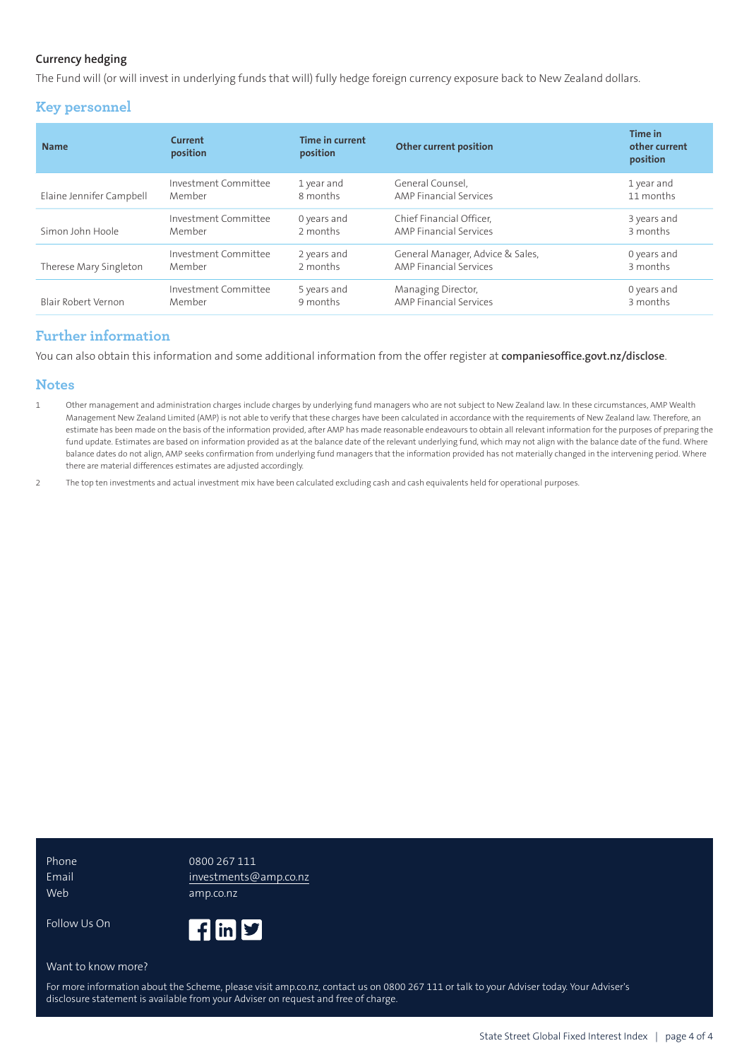### Currency hedging

The Fund will (or will invest in underlying funds that will) fully hedge foreign currency exposure back to New Zealand dollars.

## Key personnel

| Name | Current position | Time in current position | Other current position | Time in other current position |
|---|---|---|---|---|
| Elaine Jennifer Campbell | Investment Committee Member | 1 year and 8 months | General Counsel, AMP Financial Services | 1 year and 11 months |
| Simon John Hoole | Investment Committee Member | 0 years and 2 months | Chief Financial Officer, AMP Financial Services | 3 years and 3 months |
| Therese Mary Singleton | Investment Committee Member | 2 years and 2 months | General Manager, Advice & Sales, AMP Financial Services | 0 years and 3 months |
| Blair Robert Vernon | Investment Committee Member | 5 years and 9 months | Managing Director, AMP Financial Services | 0 years and 3 months |

## Further information

You can also obtain this information and some additional information from the offer register at **companiesoffice.govt.nz/disclose**.

## Notes

1 Other management and administration charges include charges by underlying fund managers who are not subject to New Zealand law. In these circumstances, AMP Wealth Management New Zealand Limited (AMP) is not able to verify that these charges have been calculated in accordance with the requirements of New Zealand law. Therefore, an estimate has been made on the basis of the information provided, after AMP has made reasonable endeavours to obtain all relevant information for the purposes of preparing the fund update. Estimates are based on information provided as at the balance date of the relevant underlying fund, which may not align with the balance date of the fund. Where balance dates do not align, AMP seeks confirmation from underlying fund managers that the information provided has not materially changed in the intervening period. Where there are material differences estimates are adjusted accordingly.

2 The top ten investments and actual investment mix have been calculated excluding cash and cash equivalents held for operational purposes.

Phone 0800 267 111
Email investments@amp.co.nz
Web amp.co.nz

Follow Us On

Want to know more?

For more information about the Scheme, please visit amp.co.nz, contact us on 0800 267 111 or talk to your Adviser today. Your Adviser's disclosure statement is available from your Adviser on request and free of charge.